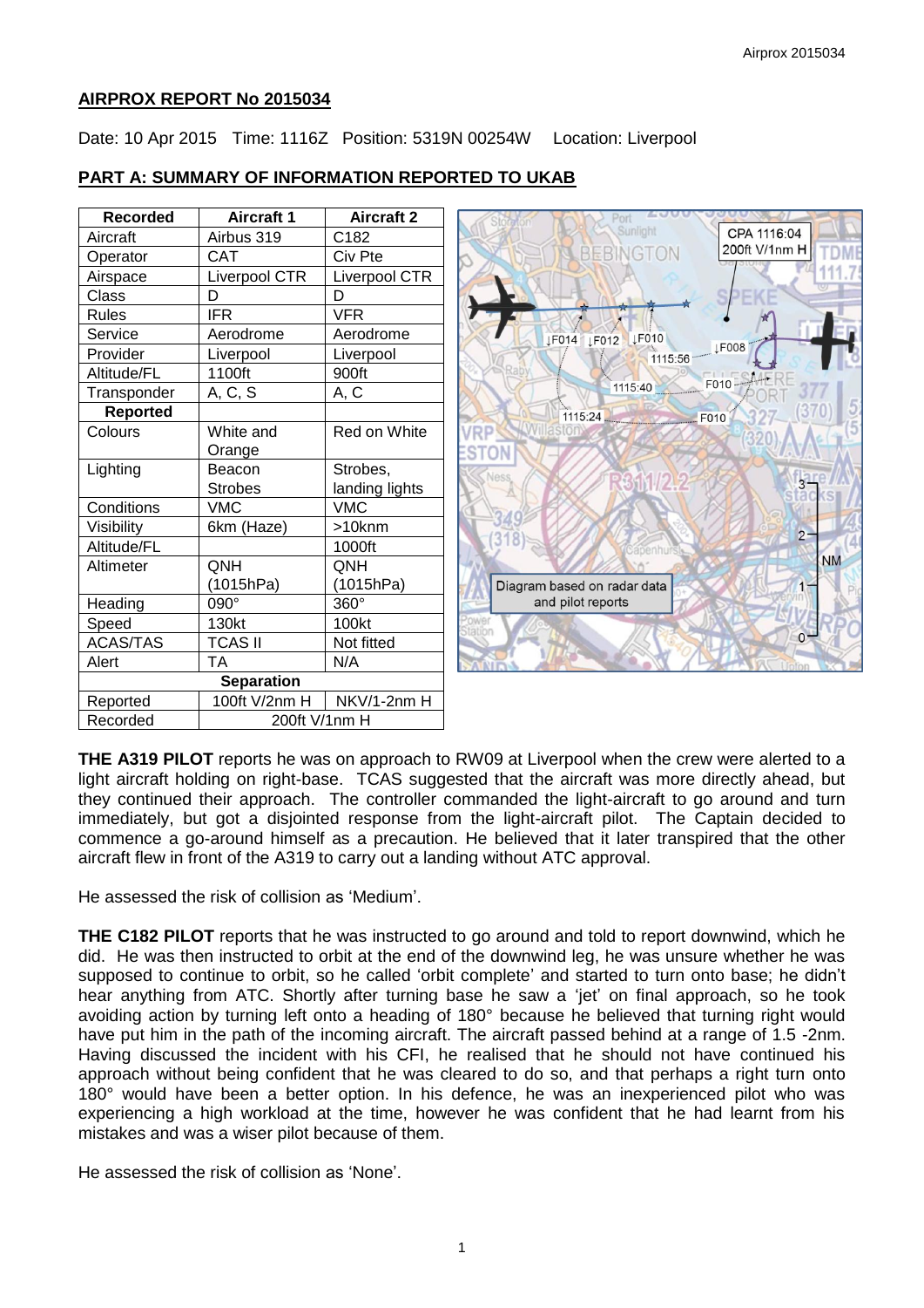## AIRPROX REPORT No 2015034

Date: 10 Apr 2015 Time: 1116Z Position: 5319N 00254W Location: Liverpool

## PART A: SUMMARY OF INFORMATION REPORTED TO UKAB

| Recorded | Aircraft 1 | Aircraft 2 |
|---|---|---|
| Aircraft | Airbus 319 | C182 |
| Operator | CAT | Civ Pte |
| Airspace | Liverpool CTR | Liverpool CTR |
| Class | D | D |
| Rules | IFR | VFR |
| Service | Aerodrome | Aerodrome |
| Provider | Liverpool | Liverpool |
| Altitude/FL | 1100ft | 900ft |
| Transponder | A, C, S | A, C |
| **Reported** | | |
| Colours | White and Orange | Red on White |
| Lighting | Beacon Strobes | Strobes, landing lights |
| Conditions | VMC | VMC |
| Visibility | 6km (Haze) | >10knm |
| Altitude/FL | | 1000ft |
| Altimeter | QNH (1015hPa) | QNH (1015hPa) |
| Heading | 090° | 360° |
| Speed | 130kt | 100kt |
| ACAS/TAS | TCAS II | Not fitted |
| Alert | TA | N/A |
| **Separation** | | |
| Reported | 100ft V/2nm H | NKV/1-2nm H |
| Recorded | 200ft V/1nm H | |

CPA 1116:04 200ft V/1nm H

Diagram based on radar data and pilot reports

**THE A319 PILOT** reports he was on approach to RW09 at Liverpool when the crew were alerted to a light aircraft holding on right-base. TCAS suggested that the aircraft was more directly ahead, but they continued their approach. The controller commanded the light-aircraft to go around and turn immediately, but got a disjointed response from the light-aircraft pilot. The Captain decided to commence a go-around himself as a precaution. He believed that it later transpired that the other aircraft flew in front of the A319 to carry out a landing without ATC approval.

He assessed the risk of collision as 'Medium'.

**THE C182 PILOT** reports that he was instructed to go around and told to report downwind, which he did. He was then instructed to orbit at the end of the downwind leg, he was unsure whether he was supposed to continue to orbit, so he called 'orbit complete' and started to turn onto base; he didn't hear anything from ATC. Shortly after turning base he saw a 'jet' on final approach, so he took avoiding action by turning left onto a heading of 180° because he believed that turning right would have put him in the path of the incoming aircraft. The aircraft passed behind at a range of 1.5 -2nm. Having discussed the incident with his CFI, he realised that he should not have continued his approach without being confident that he was cleared to do so, and that perhaps a right turn onto 180° would have been a better option. In his defence, he was an inexperienced pilot who was experiencing a high workload at the time, however he was confident that he had learnt from his mistakes and was a wiser pilot because of them.

He assessed the risk of collision as 'None'.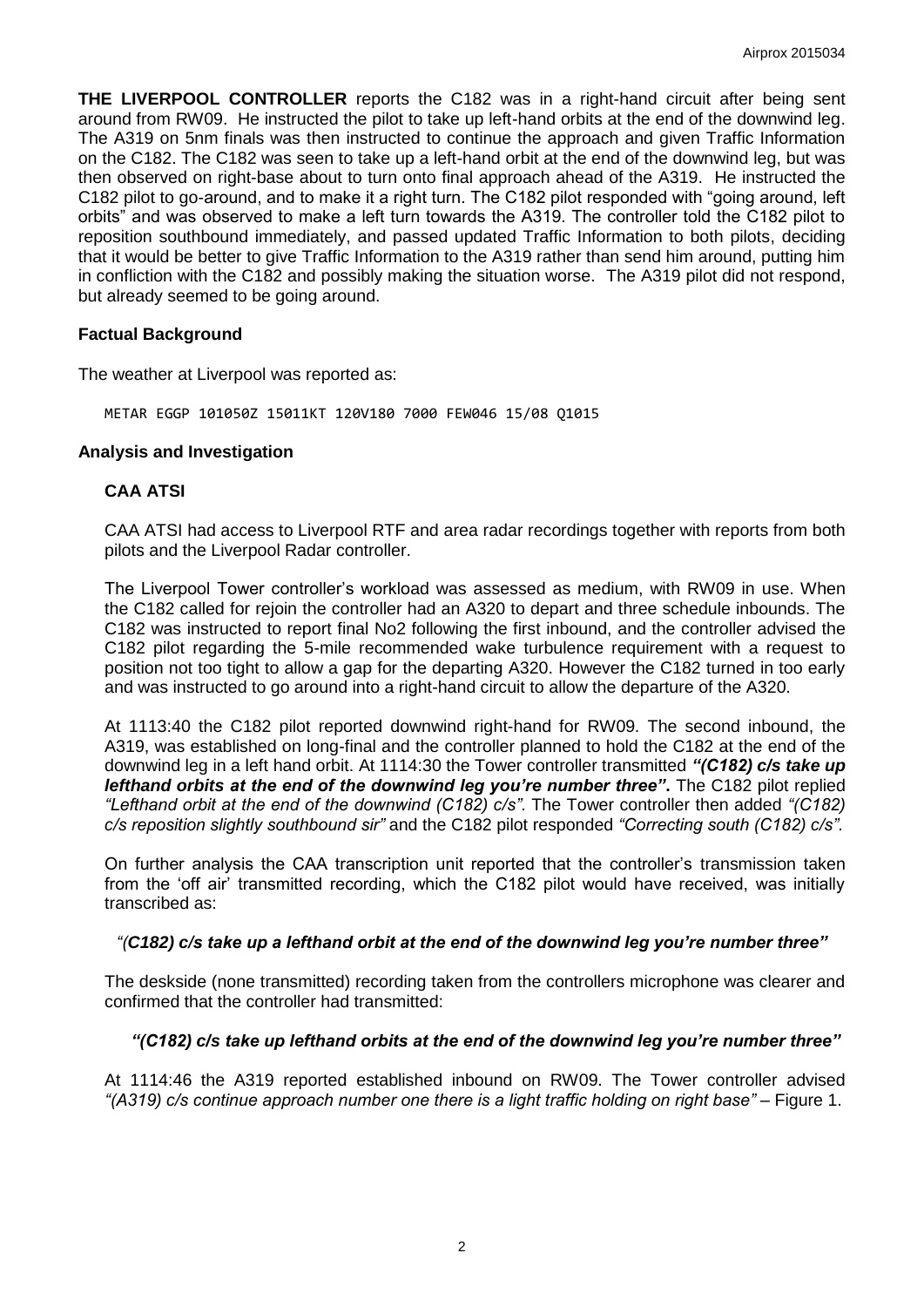**THE LIVERPOOL CONTROLLER** reports the C182 was in a right-hand circuit after being sent around from RW09. He instructed the pilot to take up left-hand orbits at the end of the downwind leg. The A319 on 5nm finals was then instructed to continue the approach and given Traffic Information on the C182. The C182 was seen to take up a left-hand orbit at the end of the downwind leg, but was then observed on right-base about to turn onto final approach ahead of the A319. He instructed the C182 pilot to go-around, and to make it a right turn. The C182 pilot responded with "going around, left orbits" and was observed to make a left turn towards the A319. The controller told the C182 pilot to reposition southbound immediately, and passed updated Traffic Information to both pilots, deciding that it would be better to give Traffic Information to the A319 rather than send him around, putting him in confliction with the C182 and possibly making the situation worse. The A319 pilot did not respond, but already seemed to be going around.

## Factual Background

The weather at Liverpool was reported as:

```
METAR EGGP 101050Z 15011KT 120V180 7000 FEW046 15/08 Q1015
```

## Analysis and Investigation

### CAA ATSI

CAA ATSI had access to Liverpool RTF and area radar recordings together with reports from both pilots and the Liverpool Radar controller.

The Liverpool Tower controller's workload was assessed as medium, with RW09 in use. When the C182 called for rejoin the controller had an A320 to depart and three schedule inbounds. The C182 was instructed to report final No2 following the first inbound, and the controller advised the C182 pilot regarding the 5-mile recommended wake turbulence requirement with a request to position not too tight to allow a gap for the departing A320. However the C182 turned in too early and was instructed to go around into a right-hand circuit to allow the departure of the A320.

At 1113:40 the C182 pilot reported downwind right-hand for RW09. The second inbound, the A319, was established on long-final and the controller planned to hold the C182 at the end of the downwind leg in a left hand orbit. At 1114:30 the Tower controller transmitted ***"(C182) c/s take up lefthand orbits at the end of the downwind leg you're number three"***. The C182 pilot replied *"Lefthand orbit at the end of the downwind (C182) c/s"*. The Tower controller then added *"(C182) c/s reposition slightly southbound sir"* and the C182 pilot responded *"Correcting south (C182) c/s"*.

On further analysis the CAA transcription unit reported that the controller's transmission taken from the 'off air' transmitted recording, which the C182 pilot would have received, was initially transcribed as:

*"(**C182) c/s take up a lefthand orbit at the end of the downwind leg you're number three"***

The deskside (none transmitted) recording taken from the controllers microphone was clearer and confirmed that the controller had transmitted:

***"(C182) c/s take up lefthand orbits at the end of the downwind leg you're number three"***

At 1114:46 the A319 reported established inbound on RW09. The Tower controller advised *"(A319) c/s continue approach number one there is a light traffic holding on right base"* – Figure 1.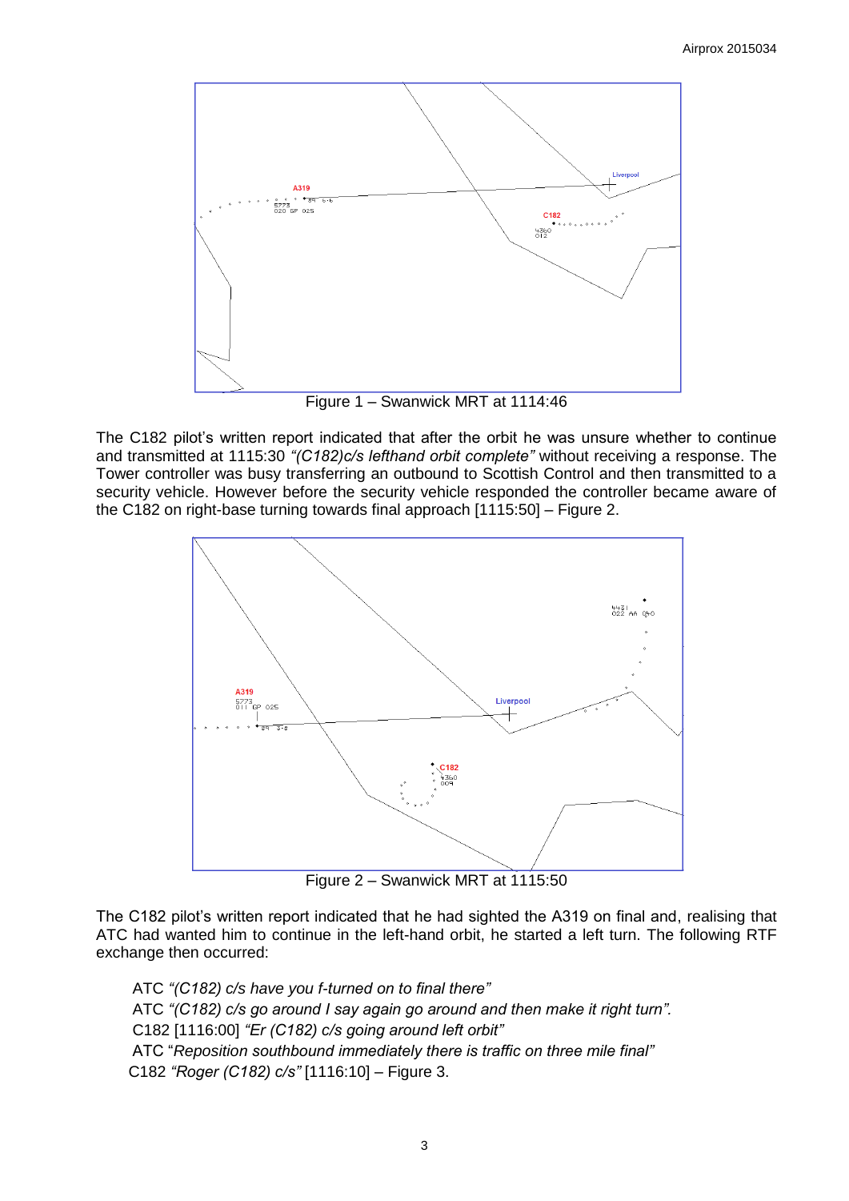Figure 1 – Swanwick MRT at 1114:46

The C182 pilot's written report indicated that after the orbit he was unsure whether to continue and transmitted at 1115:30 *"(C182)c/s lefthand orbit complete"* without receiving a response. The Tower controller was busy transferring an outbound to Scottish Control and then transmitted to a security vehicle. However before the security vehicle responded the controller became aware of the C182 on right-base turning towards final approach [1115:50] – Figure 2.

Figure 2 – Swanwick MRT at 1115:50

The C182 pilot's written report indicated that he had sighted the A319 on final and, realising that ATC had wanted him to continue in the left-hand orbit, he started a left turn. The following RTF exchange then occurred:

ATC *"(C182) c/s have you f-turned on to final there"*
ATC *"(C182) c/s go around I say again go around and then make it right turn".*
C182 [1116:00] *"Er (C182) c/s going around left orbit"*
ATC "*Reposition southbound immediately there is traffic on three mile final"*
C182 *"Roger (C182) c/s"* [1116:10] – Figure 3.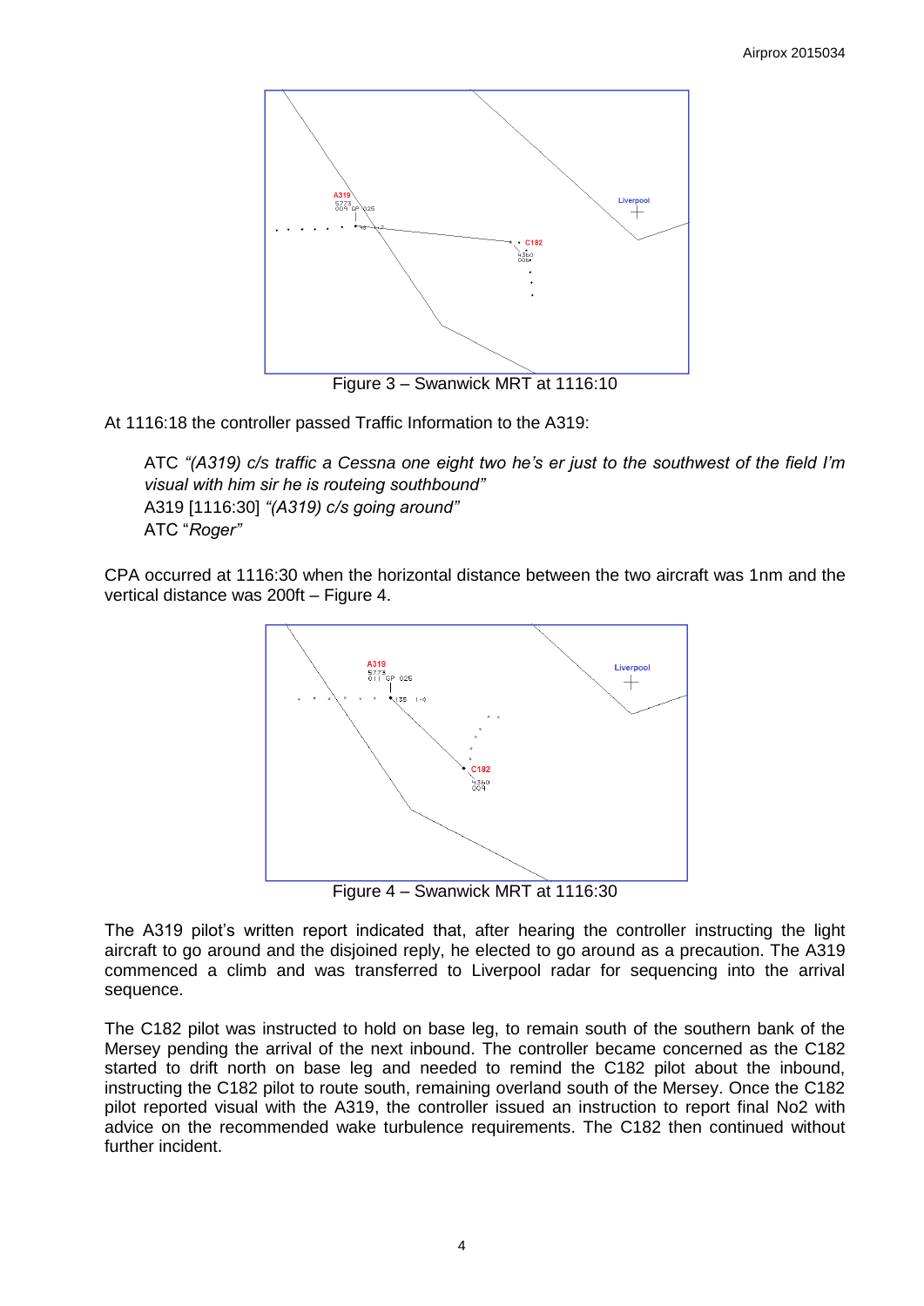Figure 3 – Swanwick MRT at 1116:10

At 1116:18 the controller passed Traffic Information to the A319:

> ATC *"(A319) c/s traffic a Cessna one eight two he's er just to the southwest of the field I'm visual with him sir he is routeing southbound"*
> A319 [1116:30] *"(A319) c/s going around"*
> ATC "*Roger*"

CPA occurred at 1116:30 when the horizontal distance between the two aircraft was 1nm and the vertical distance was 200ft – Figure 4.

Figure 4 – Swanwick MRT at 1116:30

The A319 pilot's written report indicated that, after hearing the controller instructing the light aircraft to go around and the disjoined reply, he elected to go around as a precaution. The A319 commenced a climb and was transferred to Liverpool radar for sequencing into the arrival sequence.

The C182 pilot was instructed to hold on base leg, to remain south of the southern bank of the Mersey pending the arrival of the next inbound. The controller became concerned as the C182 started to drift north on base leg and needed to remind the C182 pilot about the inbound, instructing the C182 pilot to route south, remaining overland south of the Mersey. Once the C182 pilot reported visual with the A319, the controller issued an instruction to report final No2 with advice on the recommended wake turbulence requirements. The C182 then continued without further incident.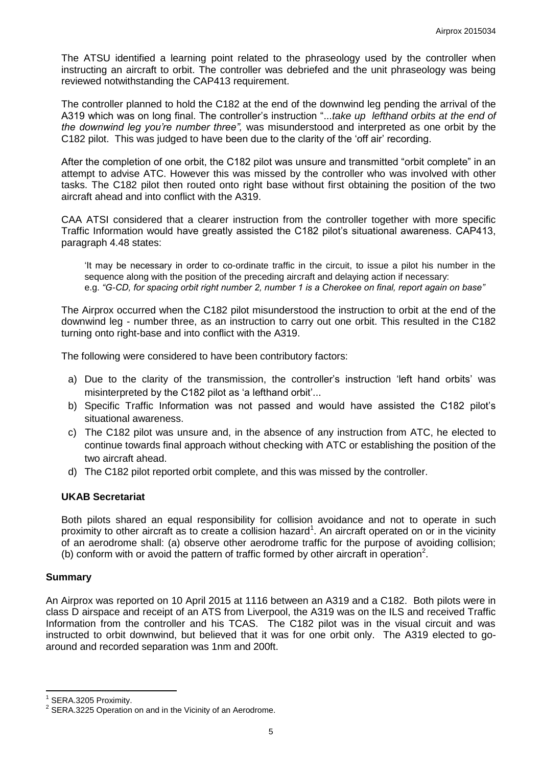The ATSU identified a learning point related to the phraseology used by the controller when instructing an aircraft to orbit. The controller was debriefed and the unit phraseology was being reviewed notwithstanding the CAP413 requirement.

The controller planned to hold the C182 at the end of the downwind leg pending the arrival of the A319 which was on long final. The controller's instruction "*...take up lefthand orbits at the end of the downwind leg you're number three",* was misunderstood and interpreted as one orbit by the C182 pilot. This was judged to have been due to the clarity of the 'off air' recording.

After the completion of one orbit, the C182 pilot was unsure and transmitted "orbit complete" in an attempt to advise ATC. However this was missed by the controller who was involved with other tasks. The C182 pilot then routed onto right base without first obtaining the position of the two aircraft ahead and into conflict with the A319.

CAA ATSI considered that a clearer instruction from the controller together with more specific Traffic Information would have greatly assisted the C182 pilot's situational awareness. CAP413, paragraph 4.48 states:

> 'It may be necessary in order to co-ordinate traffic in the circuit, to issue a pilot his number in the sequence along with the position of the preceding aircraft and delaying action if necessary:
> e.g. *"G-CD, for spacing orbit right number 2, number 1 is a Cherokee on final, report again on base"*

The Airprox occurred when the C182 pilot misunderstood the instruction to orbit at the end of the downwind leg - number three, as an instruction to carry out one orbit. This resulted in the C182 turning onto right-base and into conflict with the A319.

The following were considered to have been contributory factors:

a) Due to the clarity of the transmission, the controller's instruction 'left hand orbits' was misinterpreted by the C182 pilot as 'a lefthand orbit'...
b) Specific Traffic Information was not passed and would have assisted the C182 pilot's situational awareness.
c) The C182 pilot was unsure and, in the absence of any instruction from ATC, he elected to continue towards final approach without checking with ATC or establishing the position of the two aircraft ahead.
d) The C182 pilot reported orbit complete, and this was missed by the controller.

### UKAB Secretariat

Both pilots shared an equal responsibility for collision avoidance and not to operate in such proximity to other aircraft as to create a collision hazard[1]. An aircraft operated on or in the vicinity of an aerodrome shall: (a) observe other aerodrome traffic for the purpose of avoiding collision; (b) conform with or avoid the pattern of traffic formed by other aircraft in operation[2].

## Summary

An Airprox was reported on 10 April 2015 at 1116 between an A319 and a C182. Both pilots were in class D airspace and receipt of an ATS from Liverpool, the A319 was on the ILS and received Traffic Information from the controller and his TCAS. The C182 pilot was in the visual circuit and was instructed to orbit downwind, but believed that it was for one orbit only. The A319 elected to go-around and recorded separation was 1nm and 200ft.

---

[1] SERA.3205 Proximity.

[2] SERA.3225 Operation on and in the Vicinity of an Aerodrome.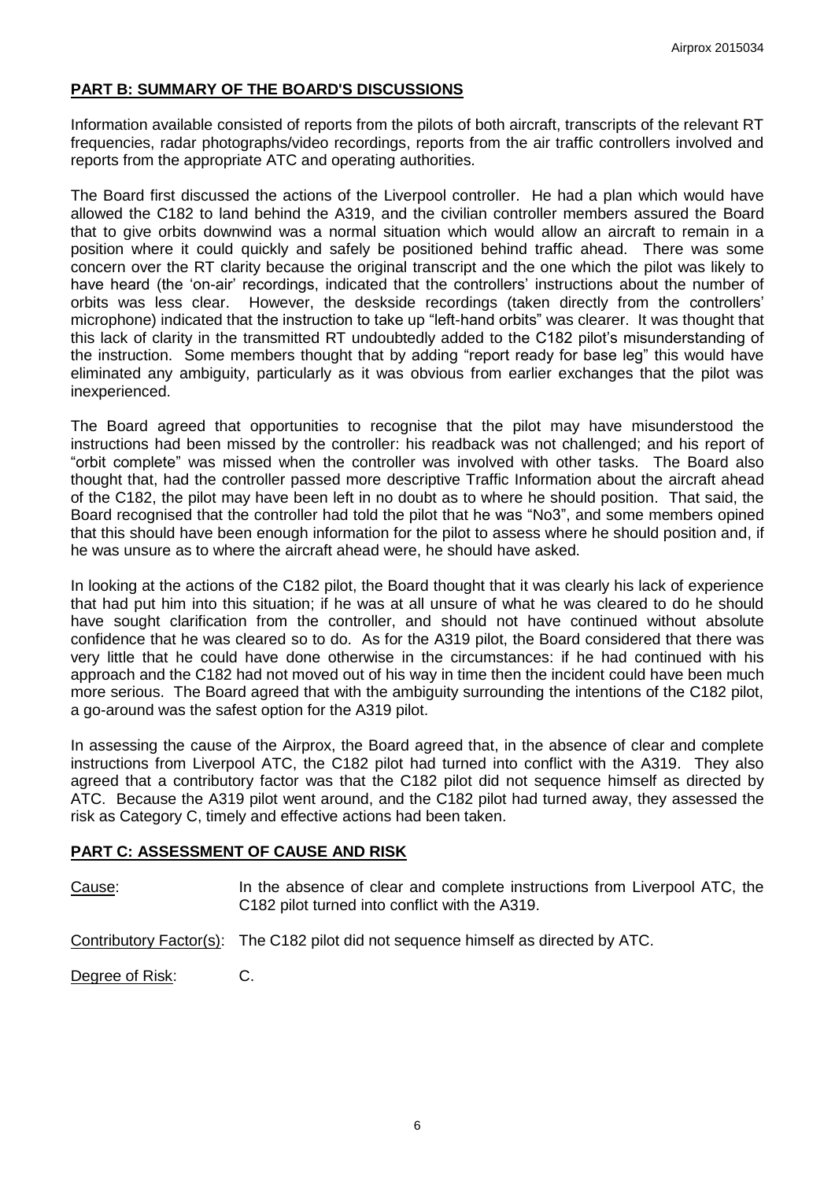## PART B: SUMMARY OF THE BOARD'S DISCUSSIONS

Information available consisted of reports from the pilots of both aircraft, transcripts of the relevant RT frequencies, radar photographs/video recordings, reports from the air traffic controllers involved and reports from the appropriate ATC and operating authorities.

The Board first discussed the actions of the Liverpool controller. He had a plan which would have allowed the C182 to land behind the A319, and the civilian controller members assured the Board that to give orbits downwind was a normal situation which would allow an aircraft to remain in a position where it could quickly and safely be positioned behind traffic ahead. There was some concern over the RT clarity because the original transcript and the one which the pilot was likely to have heard (the 'on-air' recordings, indicated that the controllers' instructions about the number of orbits was less clear. However, the deskside recordings (taken directly from the controllers' microphone) indicated that the instruction to take up "left-hand orbits" was clearer. It was thought that this lack of clarity in the transmitted RT undoubtedly added to the C182 pilot's misunderstanding of the instruction. Some members thought that by adding "report ready for base leg" this would have eliminated any ambiguity, particularly as it was obvious from earlier exchanges that the pilot was inexperienced.

The Board agreed that opportunities to recognise that the pilot may have misunderstood the instructions had been missed by the controller: his readback was not challenged; and his report of "orbit complete" was missed when the controller was involved with other tasks. The Board also thought that, had the controller passed more descriptive Traffic Information about the aircraft ahead of the C182, the pilot may have been left in no doubt as to where he should position. That said, the Board recognised that the controller had told the pilot that he was "No3", and some members opined that this should have been enough information for the pilot to assess where he should position and, if he was unsure as to where the aircraft ahead were, he should have asked.

In looking at the actions of the C182 pilot, the Board thought that it was clearly his lack of experience that had put him into this situation; if he was at all unsure of what he was cleared to do he should have sought clarification from the controller, and should not have continued without absolute confidence that he was cleared so to do. As for the A319 pilot, the Board considered that there was very little that he could have done otherwise in the circumstances: if he had continued with his approach and the C182 had not moved out of his way in time then the incident could have been much more serious. The Board agreed that with the ambiguity surrounding the intentions of the C182 pilot, a go-around was the safest option for the A319 pilot.

In assessing the cause of the Airprox, the Board agreed that, in the absence of clear and complete instructions from Liverpool ATC, the C182 pilot had turned into conflict with the A319. They also agreed that a contributory factor was that the C182 pilot did not sequence himself as directed by ATC. Because the A319 pilot went around, and the C182 pilot had turned away, they assessed the risk as Category C, timely and effective actions had been taken.

## PART C: ASSESSMENT OF CAUSE AND RISK

Cause: In the absence of clear and complete instructions from Liverpool ATC, the C182 pilot turned into conflict with the A319.

Contributory Factor(s): The C182 pilot did not sequence himself as directed by ATC.

Degree of Risk: C.